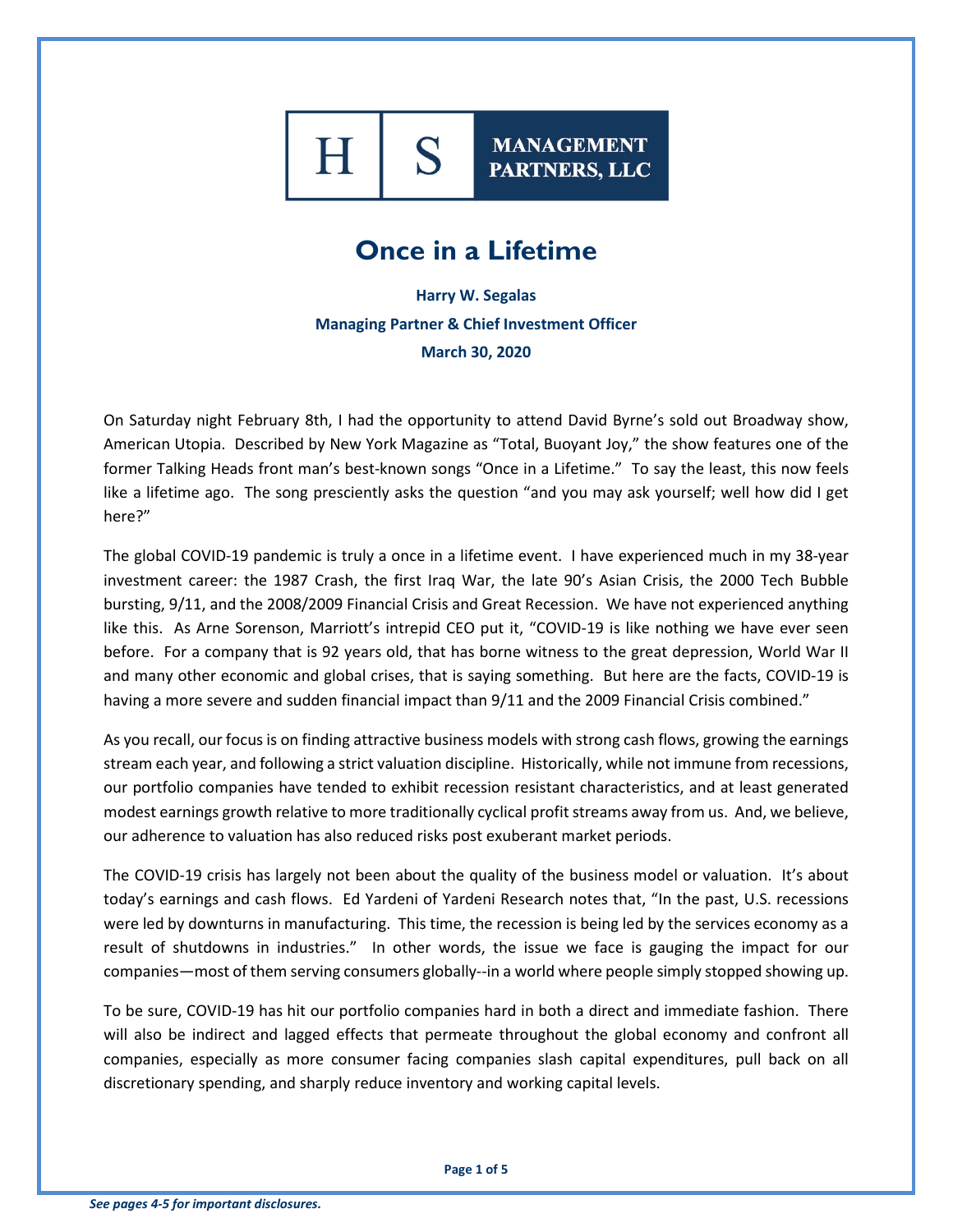H | S MANAGEMENT PARTNERS, LLC

# Once in a Lifetime

**Harry W. Segalas**
**Managing Partner & Chief Investment Officer**
**March 30, 2020**

On Saturday night February 8th, I had the opportunity to attend David Byrne's sold out Broadway show, American Utopia. Described by New York Magazine as "Total, Buoyant Joy," the show features one of the former Talking Heads front man's best-known songs "Once in a Lifetime." To say the least, this now feels like a lifetime ago. The song presciently asks the question "and you may ask yourself; well how did I get here?"

The global COVID-19 pandemic is truly a once in a lifetime event. I have experienced much in my 38-year investment career: the 1987 Crash, the first Iraq War, the late 90's Asian Crisis, the 2000 Tech Bubble bursting, 9/11, and the 2008/2009 Financial Crisis and Great Recession. We have not experienced anything like this. As Arne Sorenson, Marriott's intrepid CEO put it, "COVID-19 is like nothing we have ever seen before. For a company that is 92 years old, that has borne witness to the great depression, World War II and many other economic and global crises, that is saying something. But here are the facts, COVID-19 is having a more severe and sudden financial impact than 9/11 and the 2009 Financial Crisis combined."

As you recall, our focus is on finding attractive business models with strong cash flows, growing the earnings stream each year, and following a strict valuation discipline. Historically, while not immune from recessions, our portfolio companies have tended to exhibit recession resistant characteristics, and at least generated modest earnings growth relative to more traditionally cyclical profit streams away from us. And, we believe, our adherence to valuation has also reduced risks post exuberant market periods.

The COVID-19 crisis has largely not been about the quality of the business model or valuation. It's about today's earnings and cash flows. Ed Yardeni of Yardeni Research notes that, "In the past, U.S. recessions were led by downturns in manufacturing. This time, the recession is being led by the services economy as a result of shutdowns in industries." In other words, the issue we face is gauging the impact for our companies—most of them serving consumers globally--in a world where people simply stopped showing up.

To be sure, COVID-19 has hit our portfolio companies hard in both a direct and immediate fashion. There will also be indirect and lagged effects that permeate throughout the global economy and confront all companies, especially as more consumer facing companies slash capital expenditures, pull back on all discretionary spending, and sharply reduce inventory and working capital levels.

*See pages 4-5 for important disclosures.*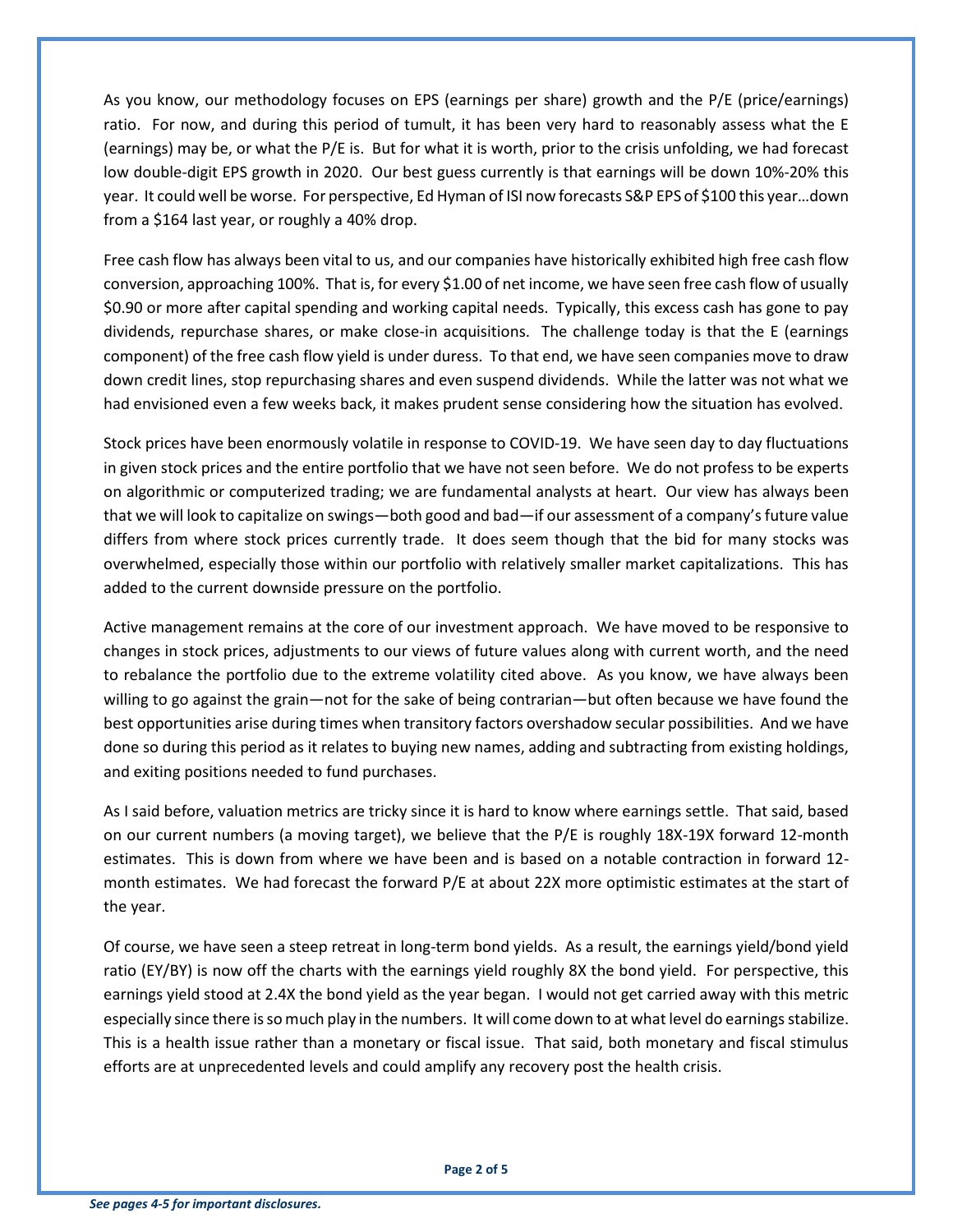As you know, our methodology focuses on EPS (earnings per share) growth and the P/E (price/earnings) ratio. For now, and during this period of tumult, it has been very hard to reasonably assess what the E (earnings) may be, or what the P/E is. But for what it is worth, prior to the crisis unfolding, we had forecast low double-digit EPS growth in 2020. Our best guess currently is that earnings will be down 10%-20% this year. It could well be worse. For perspective, Ed Hyman of ISI now forecasts S&P EPS of $100 this year…down from a $164 last year, or roughly a 40% drop.

Free cash flow has always been vital to us, and our companies have historically exhibited high free cash flow conversion, approaching 100%. That is, for every $1.00 of net income, we have seen free cash flow of usually $0.90 or more after capital spending and working capital needs. Typically, this excess cash has gone to pay dividends, repurchase shares, or make close-in acquisitions. The challenge today is that the E (earnings component) of the free cash flow yield is under duress. To that end, we have seen companies move to draw down credit lines, stop repurchasing shares and even suspend dividends. While the latter was not what we had envisioned even a few weeks back, it makes prudent sense considering how the situation has evolved.

Stock prices have been enormously volatile in response to COVID-19. We have seen day to day fluctuations in given stock prices and the entire portfolio that we have not seen before. We do not profess to be experts on algorithmic or computerized trading; we are fundamental analysts at heart. Our view has always been that we will look to capitalize on swings—both good and bad—if our assessment of a company's future value differs from where stock prices currently trade. It does seem though that the bid for many stocks was overwhelmed, especially those within our portfolio with relatively smaller market capitalizations. This has added to the current downside pressure on the portfolio.

Active management remains at the core of our investment approach. We have moved to be responsive to changes in stock prices, adjustments to our views of future values along with current worth, and the need to rebalance the portfolio due to the extreme volatility cited above. As you know, we have always been willing to go against the grain—not for the sake of being contrarian—but often because we have found the best opportunities arise during times when transitory factors overshadow secular possibilities. And we have done so during this period as it relates to buying new names, adding and subtracting from existing holdings, and exiting positions needed to fund purchases.

As I said before, valuation metrics are tricky since it is hard to know where earnings settle. That said, based on our current numbers (a moving target), we believe that the P/E is roughly 18X-19X forward 12-month estimates. This is down from where we have been and is based on a notable contraction in forward 12-month estimates. We had forecast the forward P/E at about 22X more optimistic estimates at the start of the year.

Of course, we have seen a steep retreat in long-term bond yields. As a result, the earnings yield/bond yield ratio (EY/BY) is now off the charts with the earnings yield roughly 8X the bond yield. For perspective, this earnings yield stood at 2.4X the bond yield as the year began. I would not get carried away with this metric especially since there is so much play in the numbers. It will come down to at what level do earnings stabilize. This is a health issue rather than a monetary or fiscal issue. That said, both monetary and fiscal stimulus efforts are at unprecedented levels and could amplify any recovery post the health crisis.

*See pages 4-5 for important disclosures.*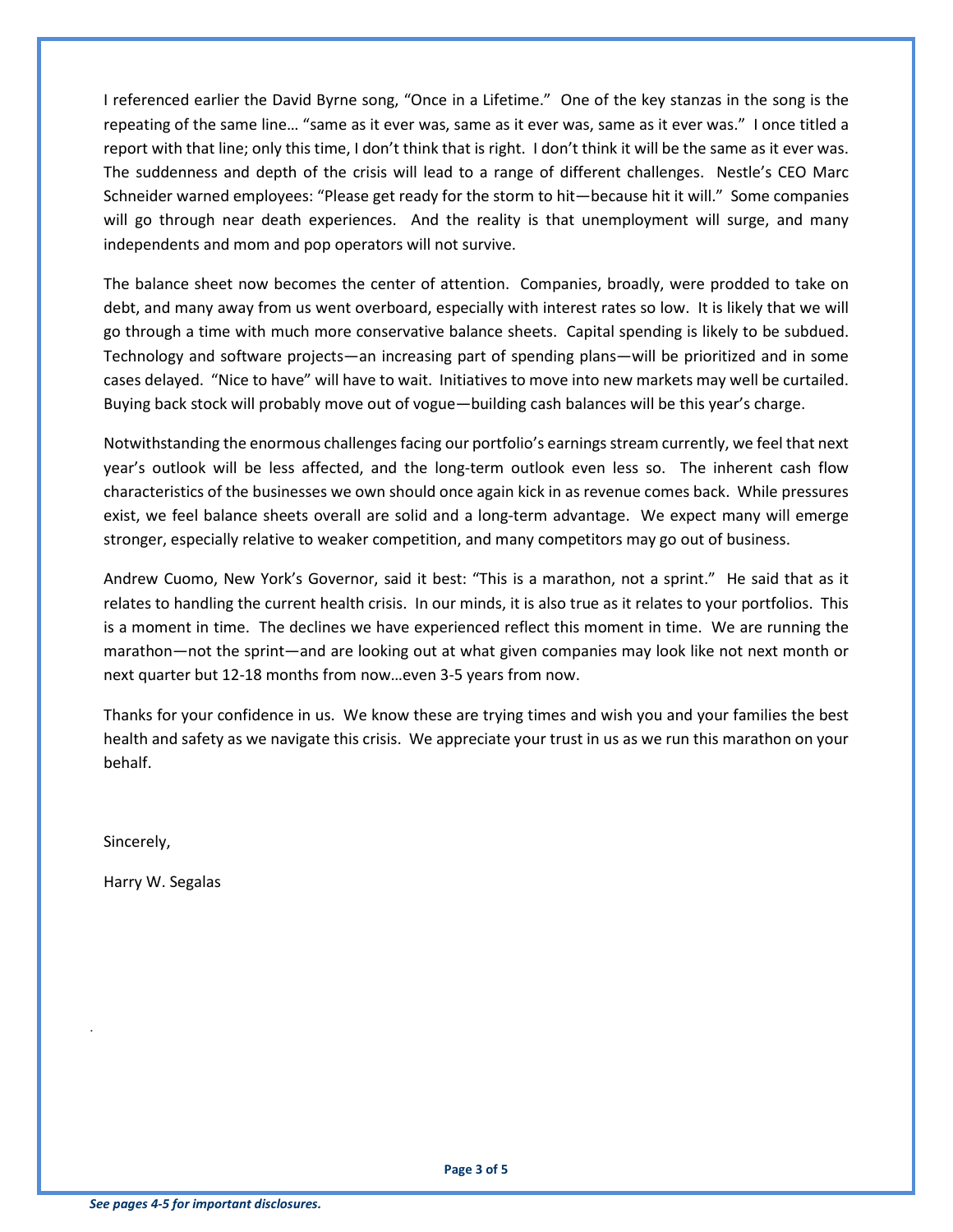I referenced earlier the David Byrne song, "Once in a Lifetime." One of the key stanzas in the song is the repeating of the same line… "same as it ever was, same as it ever was, same as it ever was." I once titled a report with that line; only this time, I don't think that is right. I don't think it will be the same as it ever was. The suddenness and depth of the crisis will lead to a range of different challenges. Nestle's CEO Marc Schneider warned employees: "Please get ready for the storm to hit—because hit it will." Some companies will go through near death experiences. And the reality is that unemployment will surge, and many independents and mom and pop operators will not survive.

The balance sheet now becomes the center of attention. Companies, broadly, were prodded to take on debt, and many away from us went overboard, especially with interest rates so low. It is likely that we will go through a time with much more conservative balance sheets. Capital spending is likely to be subdued. Technology and software projects—an increasing part of spending plans—will be prioritized and in some cases delayed. "Nice to have" will have to wait. Initiatives to move into new markets may well be curtailed. Buying back stock will probably move out of vogue—building cash balances will be this year's charge.

Notwithstanding the enormous challenges facing our portfolio's earnings stream currently, we feel that next year's outlook will be less affected, and the long-term outlook even less so. The inherent cash flow characteristics of the businesses we own should once again kick in as revenue comes back. While pressures exist, we feel balance sheets overall are solid and a long-term advantage. We expect many will emerge stronger, especially relative to weaker competition, and many competitors may go out of business.

Andrew Cuomo, New York's Governor, said it best: "This is a marathon, not a sprint." He said that as it relates to handling the current health crisis. In our minds, it is also true as it relates to your portfolios. This is a moment in time. The declines we have experienced reflect this moment in time. We are running the marathon—not the sprint—and are looking out at what given companies may look like not next month or next quarter but 12-18 months from now…even 3-5 years from now.

Thanks for your confidence in us. We know these are trying times and wish you and your families the best health and safety as we navigate this crisis. We appreciate your trust in us as we run this marathon on your behalf.

Sincerely,

Harry W. Segalas

*See pages 4-5 for important disclosures.*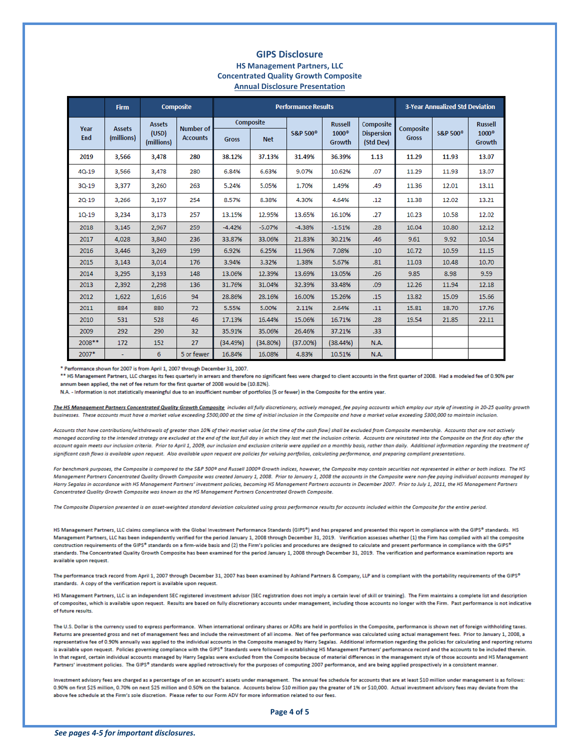## GIPS Disclosure

### HS Management Partners, LLC
### Concentrated Quality Growth Composite
### Annual Disclosure Presentation

| | Firm | Composite | | Performance Results | | | | | 3-Year Annualized Std Deviation | | |
|---|---|---|---|---|---|---|---|---|---|---|---|
| Year End | Assets (millions) | Assets (USD) (millions) | Number of Accounts | Composite Gross | Composite Net | S&P 500® | Russell 1000® Growth | Composite Dispersion (Std Dev) | Composite Gross | S&P 500® | Russell 1000® Growth |
| 2019 | 3,566 | 3,478 | 280 | 38.12% | 37.13% | 31.49% | 36.39% | 1.13 | 11.29 | 11.93 | 13.07 |
| 4Q-19 | 3,566 | 3,478 | 280 | 6.84% | 6.63% | 9.07% | 10.62% | .07 | 11.29 | 11.93 | 13.07 |
| 3Q-19 | 3,377 | 3,260 | 263 | 5.24% | 5.05% | 1.70% | 1.49% | .49 | 11.36 | 12.01 | 13.11 |
| 2Q-19 | 3,266 | 3,197 | 254 | 8.57% | 8.38% | 4.30% | 4.64% | .12 | 11.38 | 12.02 | 13.21 |
| 1Q-19 | 3,234 | 3,173 | 257 | 13.15% | 12.95% | 13.65% | 16.10% | .27 | 10.23 | 10.58 | 12.02 |
| 2018 | 3,145 | 2,967 | 259 | -4.42% | -5.07% | -4.38% | -1.51% | .28 | 10.04 | 10.80 | 12.12 |
| 2017 | 4,028 | 3,840 | 236 | 33.87% | 33.06% | 21.83% | 30.21% | .46 | 9.61 | 9.92 | 10.54 |
| 2016 | 3,446 | 3,269 | 199 | 6.92% | 6.25% | 11.96% | 7.08% | .10 | 10.72 | 10.59 | 11.15 |
| 2015 | 3,143 | 3,014 | 176 | 3.94% | 3.32% | 1.38% | 5.67% | .81 | 11.03 | 10.48 | 10.70 |
| 2014 | 3,295 | 3,193 | 148 | 13.06% | 12.39% | 13.69% | 13.05% | .26 | 9.85 | 8.98 | 9.59 |
| 2013 | 2,392 | 2,298 | 136 | 31.76% | 31.04% | 32.39% | 33.48% | .09 | 12.26 | 11.94 | 12.18 |
| 2012 | 1,622 | 1,616 | 94 | 28.86% | 28.16% | 16.00% | 15.26% | .15 | 13.82 | 15.09 | 15.66 |
| 2011 | 884 | 880 | 72 | 5.55% | 5.00% | 2.11% | 2.64% | .11 | 15.81 | 18.70 | 17.76 |
| 2010 | 531 | 528 | 46 | 17.13% | 16.44% | 15.06% | 16.71% | .28 | 19.54 | 21.85 | 22.11 |
| 2009 | 292 | 290 | 32 | 35.91% | 35.06% | 26.46% | 37.21% | .33 | | | |
| 2008** | 172 | 152 | 27 | (34.49%) | (34.80%) | (37.00%) | (38.44%) | N.A. | | | |
| 2007* | - | 6 | 5 or fewer | 16.84% | 16.08% | 4.83% | 10.51% | N.A. | | | |

\* Performance shown for 2007 is from April 1, 2007 through December 31, 2007.

\*\* HS Management Partners, LLC charges its fees quarterly in arrears and therefore no significant fees were charged to client accounts in the first quarter of 2008. Had a modeled fee of 0.90% per annum been applied, the net of fee return for the first quarter of 2008 would be (10.82%).

N.A. - Information is not statistically meaningful due to an insufficient number of portfolios (5 or fewer) in the Composite for the entire year.

*__The HS Management Partners Concentrated Quality Growth Composite__ includes all fully discretionary, actively managed, fee paying accounts which employ our style of investing in 20-25 quality growth businesses. These accounts must have a market value exceeding $500,000 at the time of initial inclusion in the Composite and have a market value exceeding $300,000 to maintain inclusion.*

*Accounts that have contributions/withdrawals of greater than 10% of their market value (at the time of the cash flow) shall be excluded from Composite membership. Accounts that are not actively managed according to the intended strategy are excluded at the end of the last full day in which they last met the inclusion criteria. Accounts are reinstated into the Composite on the first day after the account again meets our inclusion criteria. Prior to April 1, 2009, our inclusion and exclusion criteria were applied on a monthly basis, rather than daily. Additional information regarding the treatment of significant cash flows is available upon request. Also available upon request are policies for valuing portfolios, calculating performance, and preparing compliant presentations.*

*For benchmark purposes, the Composite is compared to the S&P 500® and Russell 1000® Growth indices, however, the Composite may contain securities not represented in either or both indices. The HS Management Partners Concentrated Quality Growth Composite was created January 1, 2008. Prior to January 1, 2008 the accounts in the Composite were non-fee paying individual accounts managed by Harry Segalas in accordance with HS Management Partners' investment policies, becoming HS Management Partners accounts in December 2007. Prior to July 1, 2011, the HS Management Partners Concentrated Quality Growth Composite was known as the HS Management Partners Concentrated Growth Composite.*

*The Composite Dispersion presented is an asset-weighted standard deviation calculated using gross performance results for accounts included within the Composite for the entire period.*

HS Management Partners, LLC claims compliance with the Global Investment Performance Standards (GIPS®) and has prepared and presented this report in compliance with the GIPS® standards. HS Management Partners, LLC has been independently verified for the period January 1, 2008 through December 31, 2019. Verification assesses whether (1) the Firm has complied with all the composite construction requirements of the GIPS® standards on a firm-wide basis and (2) the Firm's policies and procedures are designed to calculate and present performance in compliance with the GIPS® standards. The Concentrated Quality Growth Composite has been examined for the period January 1, 2008 through December 31, 2019. The verification and performance examination reports are available upon request.

The performance track record from April 1, 2007 through December 31, 2007 has been examined by Ashland Partners & Company, LLP and is compliant with the portability requirements of the GIPS® standards. A copy of the verification report is available upon request.

HS Management Partners, LLC is an independent SEC registered investment advisor (SEC registration does not imply a certain level of skill or training). The Firm maintains a complete list and description of composites, which is available upon request. Results are based on fully discretionary accounts under management, including those accounts no longer with the Firm. Past performance is not indicative of future results.

The U.S. Dollar is the currency used to express performance. When international ordinary shares or ADRs are held in portfolios in the Composite, performance is shown net of foreign withholding taxes. Returns are presented gross and net of management fees and include the reinvestment of all income. Net of fee performance was calculated using actual management fees. Prior to January 1, 2008, a representative fee of 0.90% annually was applied to the individual accounts in the Composite managed by Harry Segalas. Additional information regarding the policies for calculating and reporting returns is available upon request. Policies governing compliance with the GIPS® Standards were followed in establishing HS Management Partners' performance record and the accounts to be included therein. In that regard, certain individual accounts managed by Harry Segalas were excluded from the Composite because of material differences in the management style of those accounts and HS Management Partners' investment policies. The GIPS® standards were applied retroactively for the purposes of computing 2007 performance, and are being applied prospectively in a consistent manner.

Investment advisory fees are charged as a percentage of on an account's assets under management. The annual fee schedule for accounts that are at least $10 million under management is as follows: 0.90% on first $25 million, 0.70% on next $25 million and 0.50% on the balance. Accounts below $10 million pay the greater of 1% or $10,000. Actual investment advisory fees may deviate from the above fee schedule at the Firm's sole discretion. Please refer to our Form ADV for more information related to our fees.

*See pages 4-5 for important disclosures.*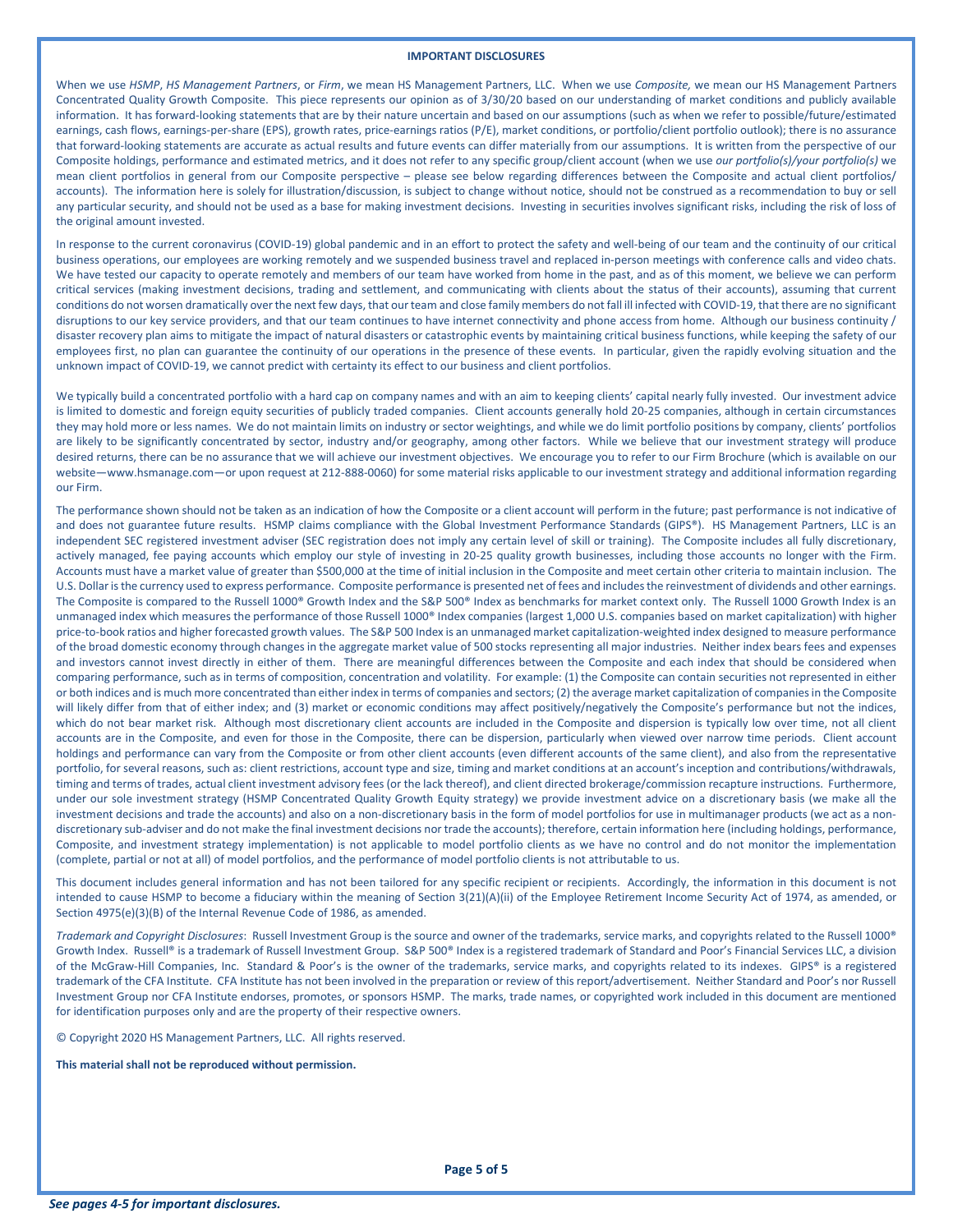## IMPORTANT DISCLOSURES

When we use *HSMP*, *HS Management Partners*, or *Firm*, we mean HS Management Partners, LLC. When we use *Composite,* we mean our HS Management Partners Concentrated Quality Growth Composite. This piece represents our opinion as of 3/30/20 based on our understanding of market conditions and publicly available information. It has forward-looking statements that are by their nature uncertain and based on our assumptions (such as when we refer to possible/future/estimated earnings, cash flows, earnings-per-share (EPS), growth rates, price-earnings ratios (P/E), market conditions, or portfolio/client portfolio outlook); there is no assurance that forward-looking statements are accurate as actual results and future events can differ materially from our assumptions. It is written from the perspective of our Composite holdings, performance and estimated metrics, and it does not refer to any specific group/client account (when we use *our portfolio(s)/your portfolio(s)* we mean client portfolios in general from our Composite perspective – please see below regarding differences between the Composite and actual client portfolios/ accounts). The information here is solely for illustration/discussion, is subject to change without notice, should not be construed as a recommendation to buy or sell any particular security, and should not be used as a base for making investment decisions. Investing in securities involves significant risks, including the risk of loss of the original amount invested.

In response to the current coronavirus (COVID-19) global pandemic and in an effort to protect the safety and well-being of our team and the continuity of our critical business operations, our employees are working remotely and we suspended business travel and replaced in-person meetings with conference calls and video chats. We have tested our capacity to operate remotely and members of our team have worked from home in the past, and as of this moment, we believe we can perform critical services (making investment decisions, trading and settlement, and communicating with clients about the status of their accounts), assuming that current conditions do not worsen dramatically over the next few days, that our team and close family members do not fall ill infected with COVID-19, that there are no significant disruptions to our key service providers, and that our team continues to have internet connectivity and phone access from home. Although our business continuity / disaster recovery plan aims to mitigate the impact of natural disasters or catastrophic events by maintaining critical business functions, while keeping the safety of our employees first, no plan can guarantee the continuity of our operations in the presence of these events. In particular, given the rapidly evolving situation and the unknown impact of COVID-19, we cannot predict with certainty its effect to our business and client portfolios.

We typically build a concentrated portfolio with a hard cap on company names and with an aim to keeping clients' capital nearly fully invested. Our investment advice is limited to domestic and foreign equity securities of publicly traded companies. Client accounts generally hold 20-25 companies, although in certain circumstances they may hold more or less names. We do not maintain limits on industry or sector weightings, and while we do limit portfolio positions by company, clients' portfolios are likely to be significantly concentrated by sector, industry and/or geography, among other factors. While we believe that our investment strategy will produce desired returns, there can be no assurance that we will achieve our investment objectives. We encourage you to refer to our Firm Brochure (which is available on our website—www.hsmanage.com—or upon request at 212-888-0060) for some material risks applicable to our investment strategy and additional information regarding our Firm.

The performance shown should not be taken as an indication of how the Composite or a client account will perform in the future; past performance is not indicative of and does not guarantee future results. HSMP claims compliance with the Global Investment Performance Standards (GIPS®). HS Management Partners, LLC is an independent SEC registered investment adviser (SEC registration does not imply any certain level of skill or training). The Composite includes all fully discretionary, actively managed, fee paying accounts which employ our style of investing in 20-25 quality growth businesses, including those accounts no longer with the Firm. Accounts must have a market value of greater than $500,000 at the time of initial inclusion in the Composite and meet certain other criteria to maintain inclusion. The U.S. Dollar is the currency used to express performance. Composite performance is presented net of fees and includes the reinvestment of dividends and other earnings. The Composite is compared to the Russell 1000® Growth Index and the S&P 500® Index as benchmarks for market context only. The Russell 1000 Growth Index is an unmanaged index which measures the performance of those Russell 1000® Index companies (largest 1,000 U.S. companies based on market capitalization) with higher price-to-book ratios and higher forecasted growth values. The S&P 500 Index is an unmanaged market capitalization-weighted index designed to measure performance of the broad domestic economy through changes in the aggregate market value of 500 stocks representing all major industries. Neither index bears fees and expenses and investors cannot invest directly in either of them. There are meaningful differences between the Composite and each index that should be considered when comparing performance, such as in terms of composition, concentration and volatility. For example: (1) the Composite can contain securities not represented in either or both indices and is much more concentrated than either index in terms of companies and sectors; (2) the average market capitalization of companies in the Composite will likely differ from that of either index; and (3) market or economic conditions may affect positively/negatively the Composite's performance but not the indices, which do not bear market risk. Although most discretionary client accounts are included in the Composite and dispersion is typically low over time, not all client accounts are in the Composite, and even for those in the Composite, there can be dispersion, particularly when viewed over narrow time periods. Client account holdings and performance can vary from the Composite or from other client accounts (even different accounts of the same client), and also from the representative portfolio, for several reasons, such as: client restrictions, account type and size, timing and market conditions at an account's inception and contributions/withdrawals, timing and terms of trades, actual client investment advisory fees (or the lack thereof), and client directed brokerage/commission recapture instructions. Furthermore, under our sole investment strategy (HSMP Concentrated Quality Growth Equity strategy) we provide investment advice on a discretionary basis (we make all the investment decisions and trade the accounts) and also on a non-discretionary basis in the form of model portfolios for use in multimanager products (we act as a non-discretionary sub-adviser and do not make the final investment decisions nor trade the accounts); therefore, certain information here (including holdings, performance, Composite, and investment strategy implementation) is not applicable to model portfolio clients as we have no control and do not monitor the implementation (complete, partial or not at all) of model portfolios, and the performance of model portfolio clients is not attributable to us.

This document includes general information and has not been tailored for any specific recipient or recipients. Accordingly, the information in this document is not intended to cause HSMP to become a fiduciary within the meaning of Section 3(21)(A)(ii) of the Employee Retirement Income Security Act of 1974, as amended, or Section 4975(e)(3)(B) of the Internal Revenue Code of 1986, as amended.

*Trademark and Copyright Disclosures*: Russell Investment Group is the source and owner of the trademarks, service marks, and copyrights related to the Russell 1000® Growth Index. Russell® is a trademark of Russell Investment Group. S&P 500® Index is a registered trademark of Standard and Poor's Financial Services LLC, a division of the McGraw-Hill Companies, Inc. Standard & Poor's is the owner of the trademarks, service marks, and copyrights related to its indexes. GIPS® is a registered trademark of the CFA Institute. CFA Institute has not been involved in the preparation or review of this report/advertisement. Neither Standard and Poor's nor Russell Investment Group nor CFA Institute endorses, promotes, or sponsors HSMP. The marks, trade names, or copyrighted work included in this document are mentioned for identification purposes only and are the property of their respective owners.

© Copyright 2020 HS Management Partners, LLC. All rights reserved.

**This material shall not be reproduced without permission.**

***See pages 4-5 for important disclosures.***